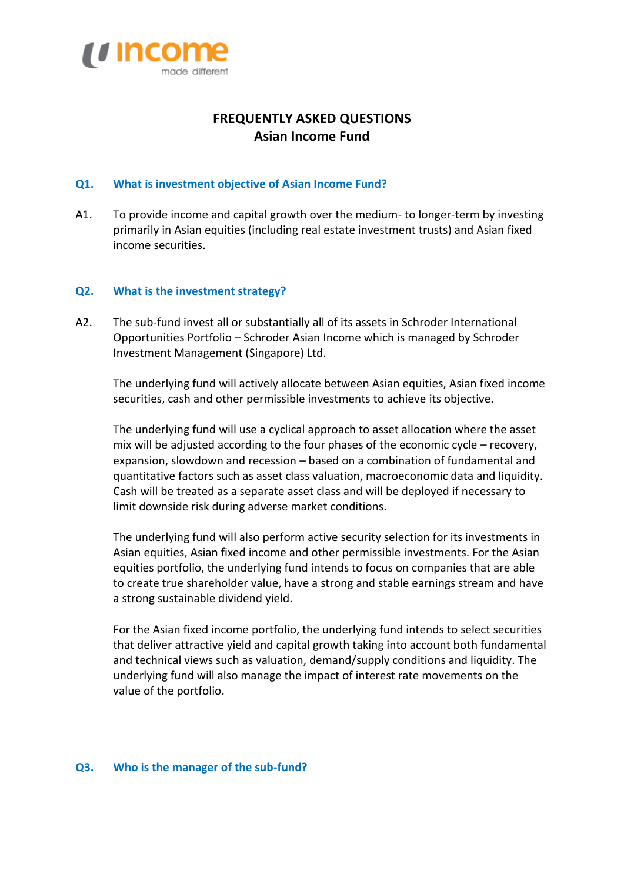income
made different

# FREQUENTLY ASKED QUESTIONS
## Asian Income Fund

### Q1. What is investment objective of Asian Income Fund?

A1. To provide income and capital growth over the medium- to longer-term by investing primarily in Asian equities (including real estate investment trusts) and Asian fixed income securities.

### Q2. What is the investment strategy?

A2. The sub-fund invest all or substantially all of its assets in Schroder International Opportunities Portfolio – Schroder Asian Income which is managed by Schroder Investment Management (Singapore) Ltd.

The underlying fund will actively allocate between Asian equities, Asian fixed income securities, cash and other permissible investments to achieve its objective.

The underlying fund will use a cyclical approach to asset allocation where the asset mix will be adjusted according to the four phases of the economic cycle – recovery, expansion, slowdown and recession – based on a combination of fundamental and quantitative factors such as asset class valuation, macroeconomic data and liquidity. Cash will be treated as a separate asset class and will be deployed if necessary to limit downside risk during adverse market conditions.

The underlying fund will also perform active security selection for its investments in Asian equities, Asian fixed income and other permissible investments. For the Asian equities portfolio, the underlying fund intends to focus on companies that are able to create true shareholder value, have a strong and stable earnings stream and have a strong sustainable dividend yield.

For the Asian fixed income portfolio, the underlying fund intends to select securities that deliver attractive yield and capital growth taking into account both fundamental and technical views such as valuation, demand/supply conditions and liquidity. The underlying fund will also manage the impact of interest rate movements on the value of the portfolio.

### Q3. Who is the manager of the sub-fund?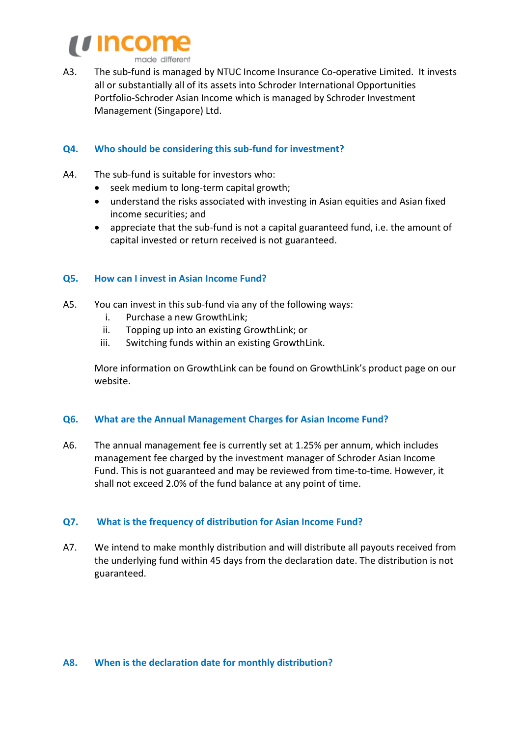A3. The sub-fund is managed by NTUC Income Insurance Co-operative Limited. It invests all or substantially all of its assets into Schroder International Opportunities Portfolio-Schroder Asian Income which is managed by Schroder Investment Management (Singapore) Ltd.

### Q4. Who should be considering this sub-fund for investment?

A4. The sub-fund is suitable for investors who:

- seek medium to long-term capital growth;
- understand the risks associated with investing in Asian equities and Asian fixed income securities; and
- appreciate that the sub-fund is not a capital guaranteed fund, i.e. the amount of capital invested or return received is not guaranteed.

### Q5. How can I invest in Asian Income Fund?

A5. You can invest in this sub-fund via any of the following ways:

i. Purchase a new GrowthLink;
ii. Topping up into an existing GrowthLink; or
iii. Switching funds within an existing GrowthLink.

More information on GrowthLink can be found on GrowthLink's product page on our website.

### Q6. What are the Annual Management Charges for Asian Income Fund?

A6. The annual management fee is currently set at 1.25% per annum, which includes management fee charged by the investment manager of Schroder Asian Income Fund. This is not guaranteed and may be reviewed from time-to-time. However, it shall not exceed 2.0% of the fund balance at any point of time.

### Q7. What is the frequency of distribution for Asian Income Fund?

A7. We intend to make monthly distribution and will distribute all payouts received from the underlying fund within 45 days from the declaration date. The distribution is not guaranteed.

### A8. When is the declaration date for monthly distribution?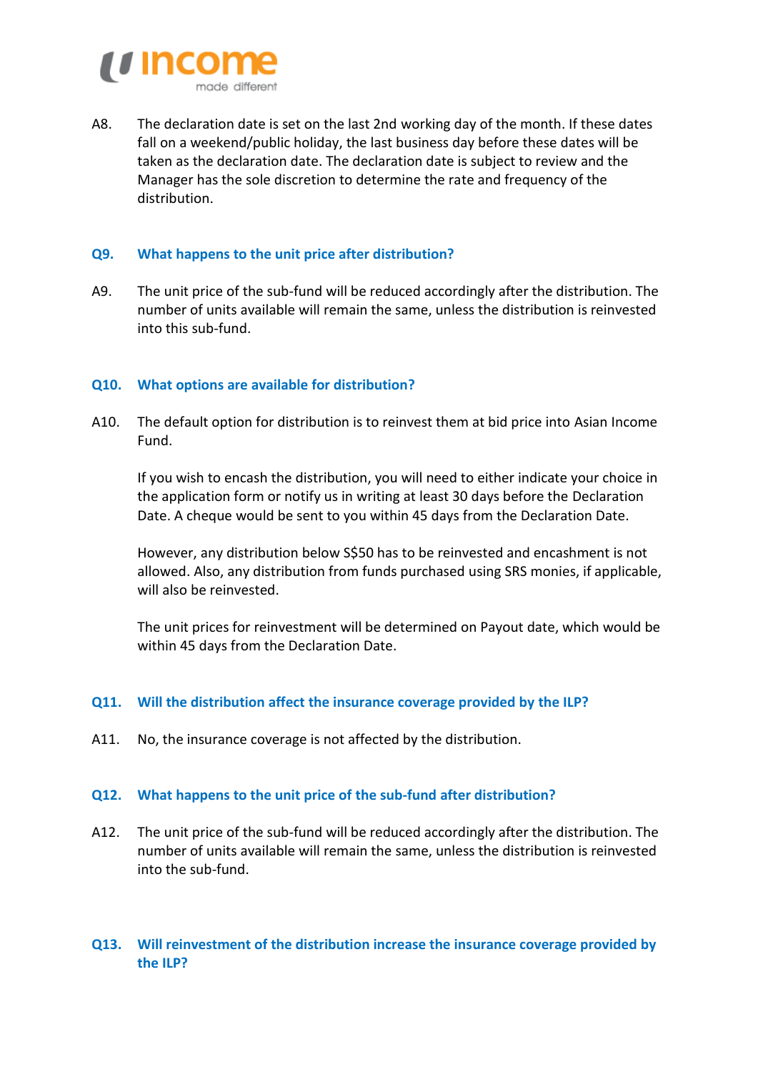A8. The declaration date is set on the last 2nd working day of the month. If these dates fall on a weekend/public holiday, the last business day before these dates will be taken as the declaration date. The declaration date is subject to review and the Manager has the sole discretion to determine the rate and frequency of the distribution.

**Q9. What happens to the unit price after distribution?**

A9. The unit price of the sub-fund will be reduced accordingly after the distribution. The number of units available will remain the same, unless the distribution is reinvested into this sub-fund.

**Q10. What options are available for distribution?**

A10. The default option for distribution is to reinvest them at bid price into Asian Income Fund.

If you wish to encash the distribution, you will need to either indicate your choice in the application form or notify us in writing at least 30 days before the Declaration Date. A cheque would be sent to you within 45 days from the Declaration Date.

However, any distribution below S$50 has to be reinvested and encashment is not allowed. Also, any distribution from funds purchased using SRS monies, if applicable, will also be reinvested.

The unit prices for reinvestment will be determined on Payout date, which would be within 45 days from the Declaration Date.

**Q11. Will the distribution affect the insurance coverage provided by the ILP?**

A11. No, the insurance coverage is not affected by the distribution.

**Q12. What happens to the unit price of the sub-fund after distribution?**

A12. The unit price of the sub-fund will be reduced accordingly after the distribution. The number of units available will remain the same, unless the distribution is reinvested into the sub-fund.

**Q13. Will reinvestment of the distribution increase the insurance coverage provided by the ILP?**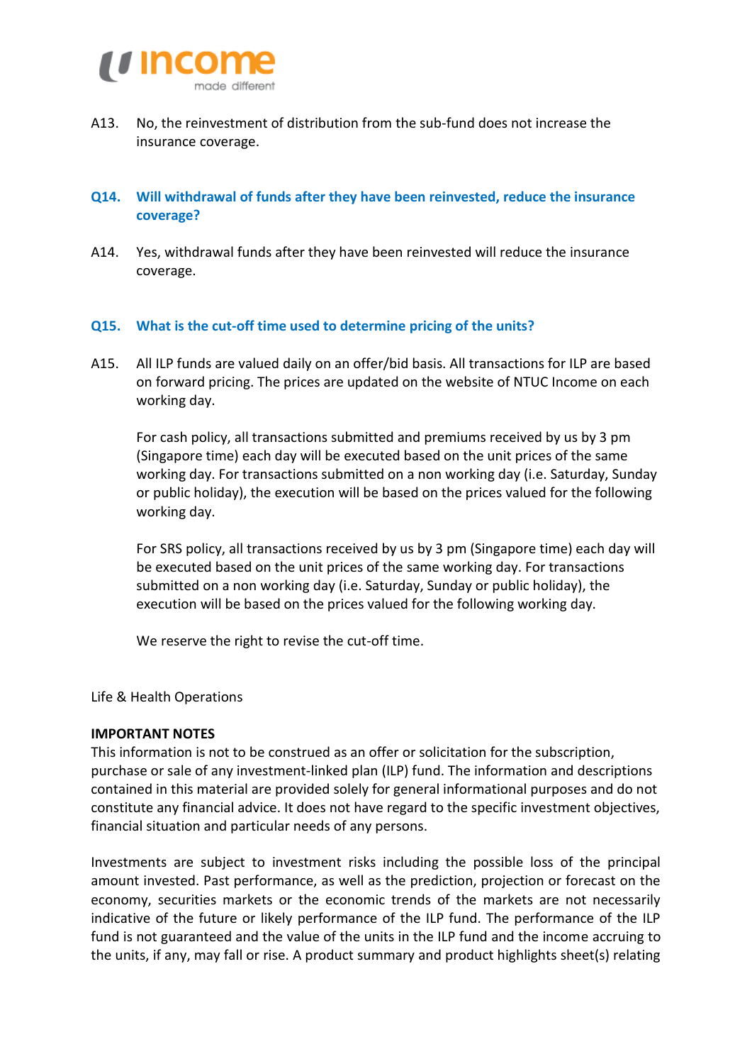A13. No, the reinvestment of distribution from the sub-fund does not increase the insurance coverage.

### Q14. Will withdrawal of funds after they have been reinvested, reduce the insurance coverage?

A14. Yes, withdrawal funds after they have been reinvested will reduce the insurance coverage.

### Q15. What is the cut-off time used to determine pricing of the units?

A15. All ILP funds are valued daily on an offer/bid basis. All transactions for ILP are based on forward pricing. The prices are updated on the website of NTUC Income on each working day.

For cash policy, all transactions submitted and premiums received by us by 3 pm (Singapore time) each day will be executed based on the unit prices of the same working day. For transactions submitted on a non working day (i.e. Saturday, Sunday or public holiday), the execution will be based on the prices valued for the following working day.

For SRS policy, all transactions received by us by 3 pm (Singapore time) each day will be executed based on the unit prices of the same working day. For transactions submitted on a non working day (i.e. Saturday, Sunday or public holiday), the execution will be based on the prices valued for the following working day.

We reserve the right to revise the cut-off time.

Life & Health Operations

**IMPORTANT NOTES**

This information is not to be construed as an offer or solicitation for the subscription, purchase or sale of any investment-linked plan (ILP) fund. The information and descriptions contained in this material are provided solely for general informational purposes and do not constitute any financial advice. It does not have regard to the specific investment objectives, financial situation and particular needs of any persons.

Investments are subject to investment risks including the possible loss of the principal amount invested. Past performance, as well as the prediction, projection or forecast on the economy, securities markets or the economic trends of the markets are not necessarily indicative of the future or likely performance of the ILP fund. The performance of the ILP fund is not guaranteed and the value of the units in the ILP fund and the income accruing to the units, if any, may fall or rise. A product summary and product highlights sheet(s) relating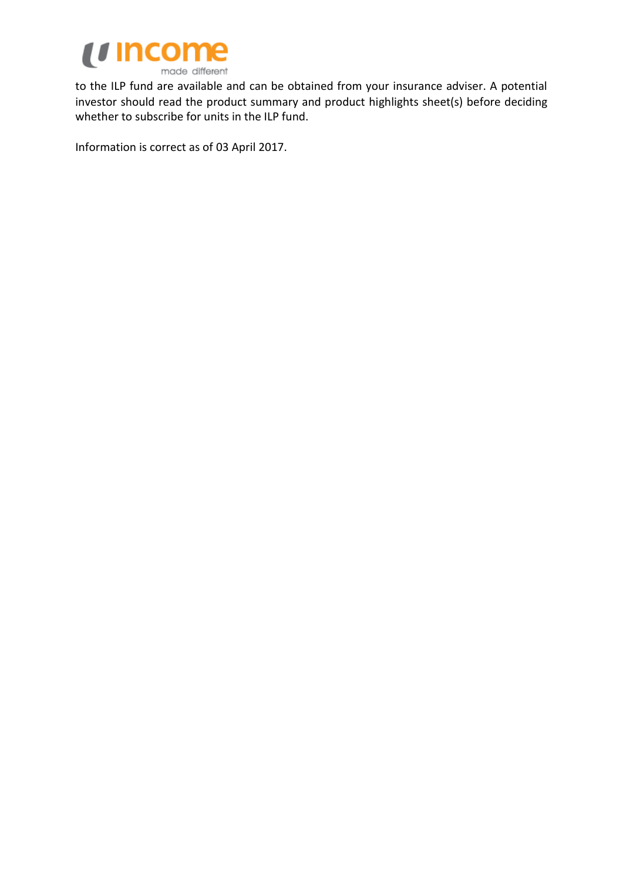to the ILP fund are available and can be obtained from your insurance adviser. A potential investor should read the product summary and product highlights sheet(s) before deciding whether to subscribe for units in the ILP fund.

Information is correct as of 03 April 2017.